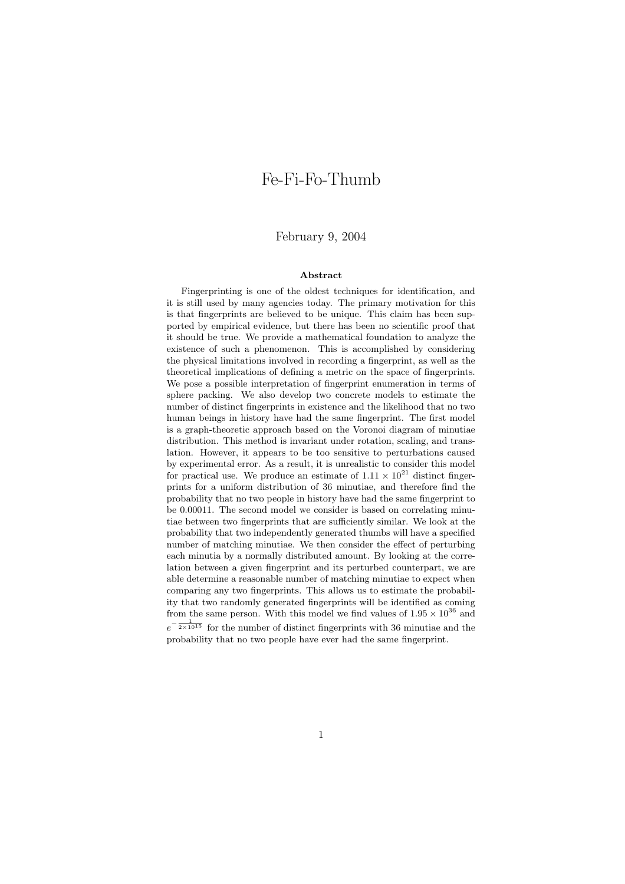# Fe-Fi-Fo-Thumb

February 9, 2004

### Abstract

Fingerprinting is one of the oldest techniques for identification, and it is still used by many agencies today. The primary motivation for this is that fingerprints are believed to be unique. This claim has been supported by empirical evidence, but there has been no scientific proof that it should be true. We provide a mathematical foundation to analyze the existence of such a phenomenon. This is accomplished by considering the physical limitations involved in recording a fingerprint, as well as the theoretical implications of defining a metric on the space of fingerprints. We pose a possible interpretation of fingerprint enumeration in terms of sphere packing. We also develop two concrete models to estimate the number of distinct fingerprints in existence and the likelihood that no two human beings in history have had the same fingerprint. The first model is a graph-theoretic approach based on the Voronoi diagram of minutiae distribution. This method is invariant under rotation, scaling, and translation. However, it appears to be too sensitive to perturbations caused by experimental error. As a result, it is unrealistic to consider this model for practical use. We produce an estimate of $1.11 \times 10^{21}$ distinct fingerprints for a uniform distribution of 36 minutiae, and therefore find the probability that no two people in history have had the same fingerprint to be 0.00011. The second model we consider is based on correlating minutiae between two fingerprints that are sufficiently similar. We look at the probability that two independently generated thumbs will have a specified number of matching minutiae. We then consider the effect of perturbing each minutia by a normally distributed amount. By looking at the correlation between a given fingerprint and its perturbed counterpart, we are able determine a reasonable number of matching minutiae to expect when comparing any two fingerprints. This allows us to estimate the probability that two randomly generated fingerprints will be identified as coming from the same person. With this model we find values of $1.95 \times 10^{36}$ and $e^{-\frac{1}{2 \times 10^{15}}}$ for the number of distinct fingerprints with 36 minutiae and the probability that no two people have ever had the same fingerprint.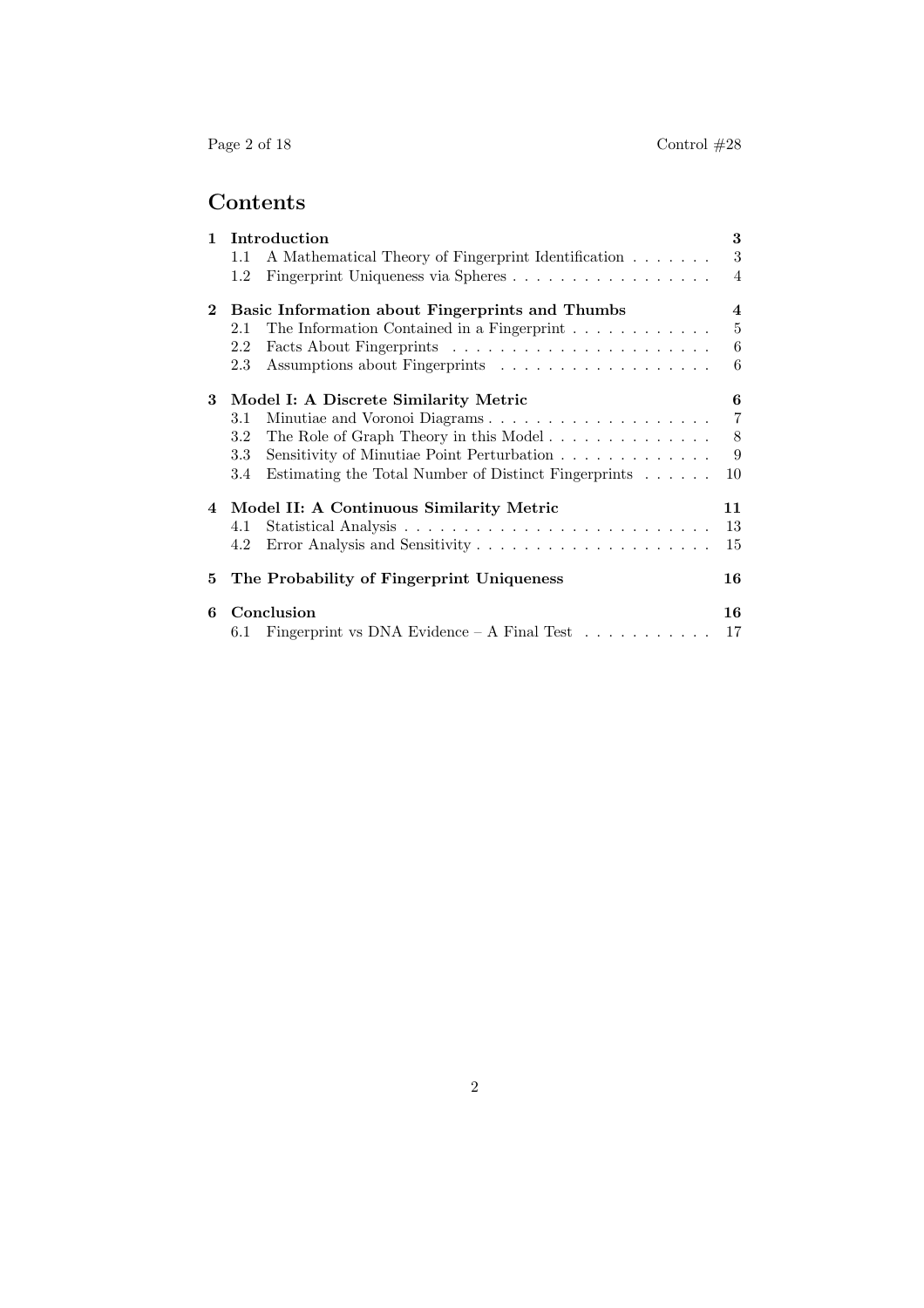# Contents

**1 Introduction** — 3
- 1.1 A Mathematical Theory of Fingerprint Identification — 3
- 1.2 Fingerprint Uniqueness via Spheres — 4

**2 Basic Information about Fingerprints and Thumbs** — 4
- 2.1 The Information Contained in a Fingerprint — 5
- 2.2 Facts About Fingerprints — 6
- 2.3 Assumptions about Fingerprints — 6

**3 Model I: A Discrete Similarity Metric** — 6
- 3.1 Minutiae and Voronoi Diagrams — 7
- 3.2 The Role of Graph Theory in this Model — 8
- 3.3 Sensitivity of Minutiae Point Perturbation — 9
- 3.4 Estimating the Total Number of Distinct Fingerprints — 10

**4 Model II: A Continuous Similarity Metric** — 11
- 4.1 Statistical Analysis — 13
- 4.2 Error Analysis and Sensitivity — 15

**5 The Probability of Fingerprint Uniqueness** — 16

**6 Conclusion** — 16
- 6.1 Fingerprint vs DNA Evidence – A Final Test — 17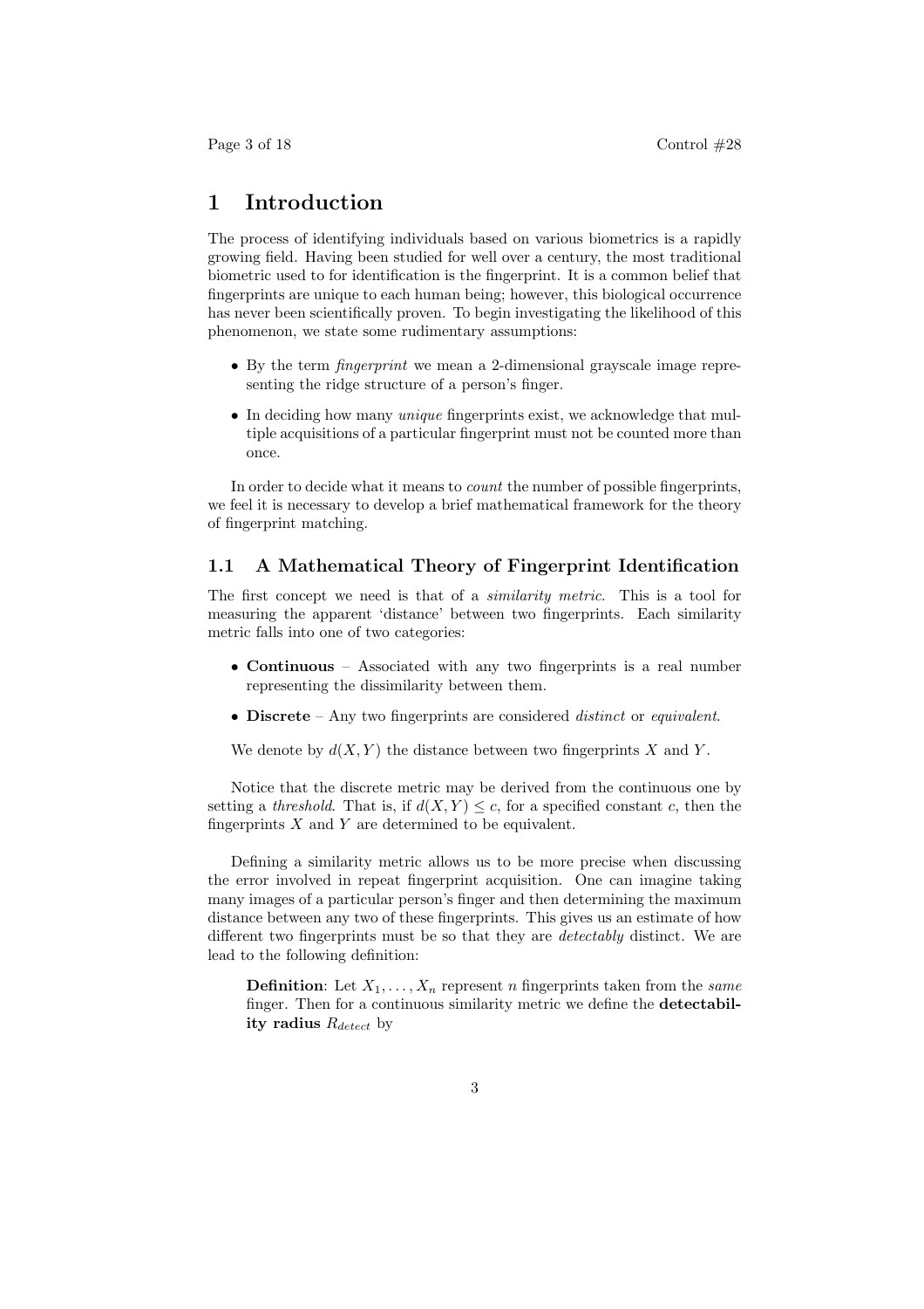# 1 Introduction

The process of identifying individuals based on various biometrics is a rapidly growing field. Having been studied for well over a century, the most traditional biometric used to for identification is the fingerprint. It is a common belief that fingerprints are unique to each human being; however, this biological occurrence has never been scientifically proven. To begin investigating the likelihood of this phenomenon, we state some rudimentary assumptions:

- By the term *fingerprint* we mean a 2-dimensional grayscale image representing the ridge structure of a person's finger.
- In deciding how many *unique* fingerprints exist, we acknowledge that multiple acquisitions of a particular fingerprint must not be counted more than once.

In order to decide what it means to *count* the number of possible fingerprints, we feel it is necessary to develop a brief mathematical framework for the theory of fingerprint matching.

## 1.1 A Mathematical Theory of Fingerprint Identification

The first concept we need is that of a *similarity metric*. This is a tool for measuring the apparent 'distance' between two fingerprints. Each similarity metric falls into one of two categories:

- **Continuous** – Associated with any two fingerprints is a real number representing the dissimilarity between them.
- **Discrete** – Any two fingerprints are considered *distinct* or *equivalent*.

We denote by $d(X, Y)$ the distance between two fingerprints $X$ and $Y$.

Notice that the discrete metric may be derived from the continuous one by setting a *threshold*. That is, if $d(X, Y) \leq c$, for a specified constant $c$, then the fingerprints $X$ and $Y$ are determined to be equivalent.

Defining a similarity metric allows us to be more precise when discussing the error involved in repeat fingerprint acquisition. One can imagine taking many images of a particular person's finger and then determining the maximum distance between any two of these fingerprints. This gives us an estimate of how different two fingerprints must be so that they are *detectably* distinct. We are lead to the following definition:

> **Definition**: Let $X_1, \ldots, X_n$ represent $n$ fingerprints taken from the *same* finger. Then for a continuous similarity metric we define the **detectability radius** $R_{detect}$ by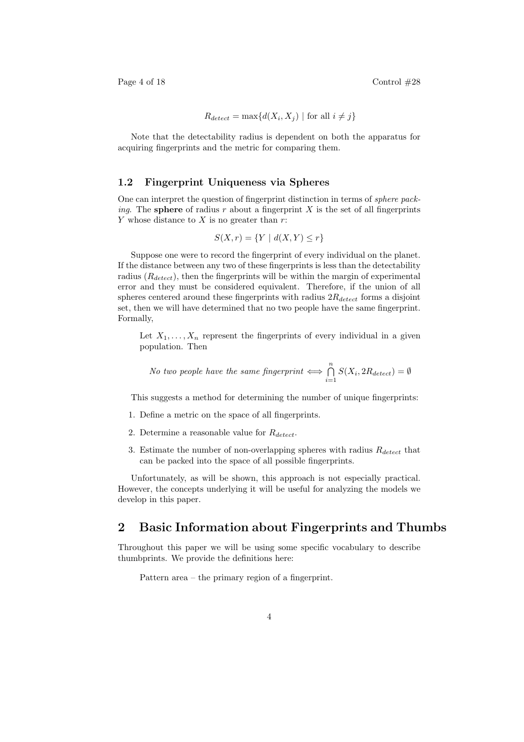$$R_{detect} = \max\{d(X_i, X_j) \mid \text{for all } i \neq j\}$$

Note that the detectability radius is dependent on both the apparatus for acquiring fingerprints and the metric for comparing them.

### 1.2 Fingerprint Uniqueness via Spheres

One can interpret the question of fingerprint distinction in terms of *sphere packing*. The **sphere** of radius $r$ about a fingerprint $X$ is the set of all fingerprints $Y$ whose distance to $X$ is no greater than $r$:

$$S(X, r) = \{Y \mid d(X, Y) \leq r\}$$

Suppose one were to record the fingerprint of every individual on the planet. If the distance between any two of these fingerprints is less than the detectability radius ($R_{detect}$), then the fingerprints will be within the margin of experimental error and they must be considered equivalent. Therefore, if the union of all spheres centered around these fingerprints with radius $2R_{detect}$ forms a disjoint set, then we will have determined that no two people have the same fingerprint. Formally,

> Let $X_1, \ldots, X_n$ represent the fingerprints of every individual in a given population. Then
>
> $$\textit{No two people have the same fingerprint} \iff \bigcap_{i=1}^{n} S(X_i, 2R_{detect}) = \emptyset$$

This suggests a method for determining the number of unique fingerprints:

1. Define a metric on the space of all fingerprints.
2. Determine a reasonable value for $R_{detect}$.
3. Estimate the number of non-overlapping spheres with radius $R_{detect}$ that can be packed into the space of all possible fingerprints.

Unfortunately, as will be shown, this approach is not especially practical. However, the concepts underlying it will be useful for analyzing the models we develop in this paper.

## 2 Basic Information about Fingerprints and Thumbs

Throughout this paper we will be using some specific vocabulary to describe thumbprints. We provide the definitions here:

Pattern area – the primary region of a fingerprint.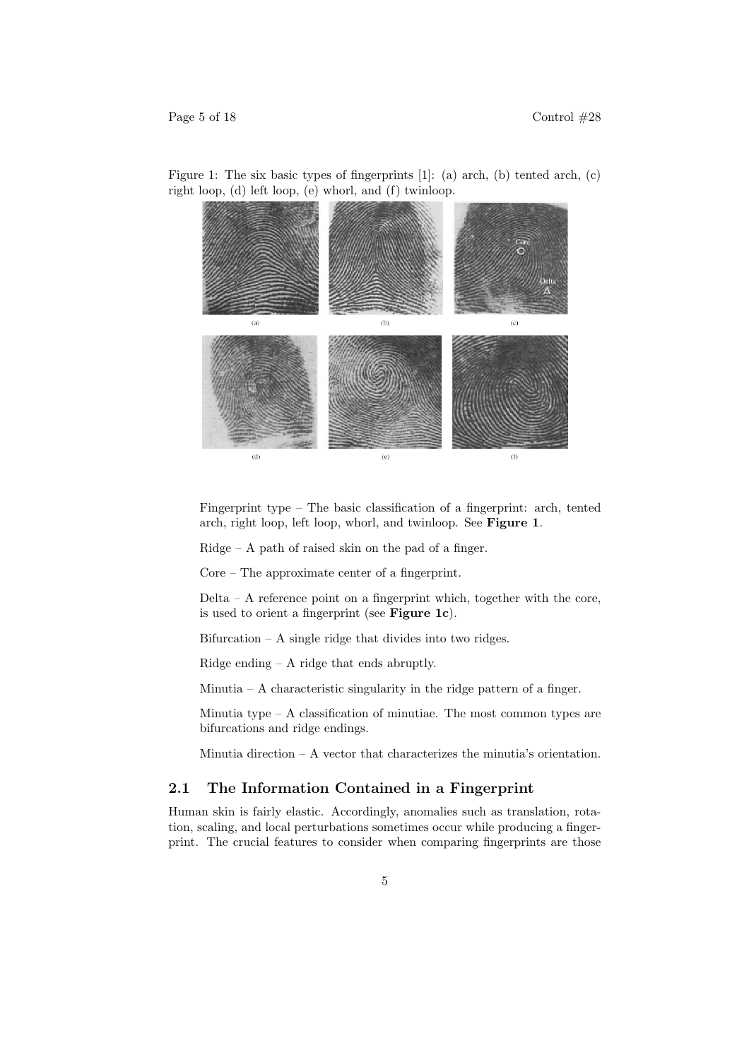Figure 1: The six basic types of fingerprints [1]: (a) arch, (b) tented arch, (c) right loop, (d) left loop, (e) whorl, and (f) twinloop.

Fingerprint type – The basic classification of a fingerprint: arch, tented arch, right loop, left loop, whorl, and twinloop. See **Figure 1**.

Ridge – A path of raised skin on the pad of a finger.

Core – The approximate center of a fingerprint.

Delta – A reference point on a fingerprint which, together with the core, is used to orient a fingerprint (see **Figure 1c**).

Bifurcation – A single ridge that divides into two ridges.

Ridge ending – A ridge that ends abruptly.

Minutia – A characteristic singularity in the ridge pattern of a finger.

Minutia type – A classification of minutiae. The most common types are bifurcations and ridge endings.

Minutia direction – A vector that characterizes the minutia's orientation.

## 2.1 The Information Contained in a Fingerprint

Human skin is fairly elastic. Accordingly, anomalies such as translation, rotation, scaling, and local perturbations sometimes occur while producing a fingerprint. The crucial features to consider when comparing fingerprints are those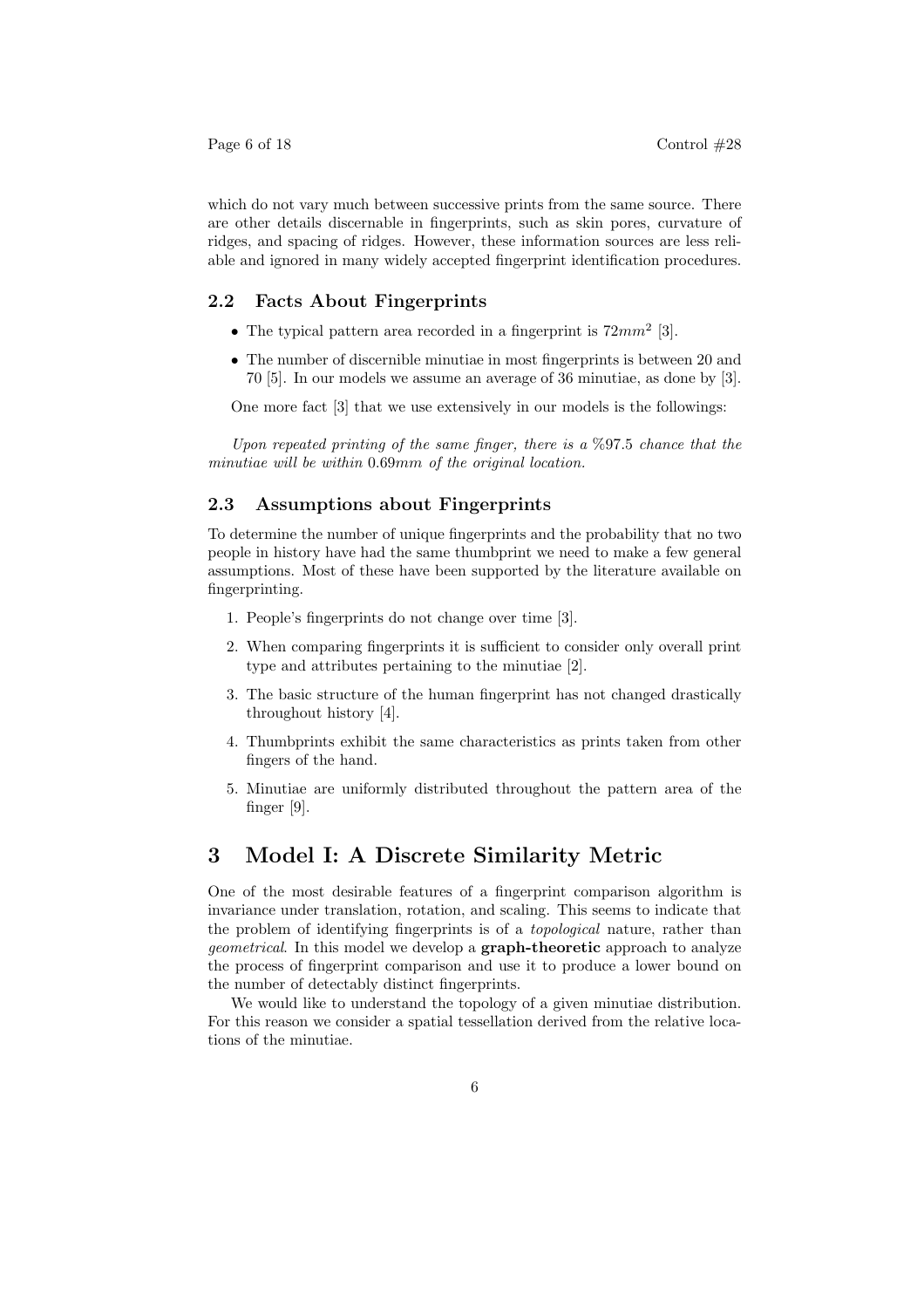which do not vary much between successive prints from the same source. There are other details discernable in fingerprints, such as skin pores, curvature of ridges, and spacing of ridges. However, these information sources are less reliable and ignored in many widely accepted fingerprint identification procedures.

### 2.2 Facts About Fingerprints

- The typical pattern area recorded in a fingerprint is $72mm^2$ [3].
- The number of discernible minutiae in most fingerprints is between 20 and 70 [5]. In our models we assume an average of 36 minutiae, as done by [3].

One more fact [3] that we use extensively in our models is the followings:

*Upon repeated printing of the same finger, there is a %97.5 chance that the minutiae will be within* $0.69mm$ *of the original location.*

### 2.3 Assumptions about Fingerprints

To determine the number of unique fingerprints and the probability that no two people in history have had the same thumbprint we need to make a few general assumptions. Most of these have been supported by the literature available on fingerprinting.

1. People's fingerprints do not change over time [3].
2. When comparing fingerprints it is sufficient to consider only overall print type and attributes pertaining to the minutiae [2].
3. The basic structure of the human fingerprint has not changed drastically throughout history [4].
4. Thumbprints exhibit the same characteristics as prints taken from other fingers of the hand.
5. Minutiae are uniformly distributed throughout the pattern area of the finger [9].

## 3 Model I: A Discrete Similarity Metric

One of the most desirable features of a fingerprint comparison algorithm is invariance under translation, rotation, and scaling. This seems to indicate that the problem of identifying fingerprints is of a *topological* nature, rather than *geometrical*. In this model we develop a **graph-theoretic** approach to analyze the process of fingerprint comparison and use it to produce a lower bound on the number of detectably distinct fingerprints.

We would like to understand the topology of a given minutiae distribution. For this reason we consider a spatial tessellation derived from the relative locations of the minutiae.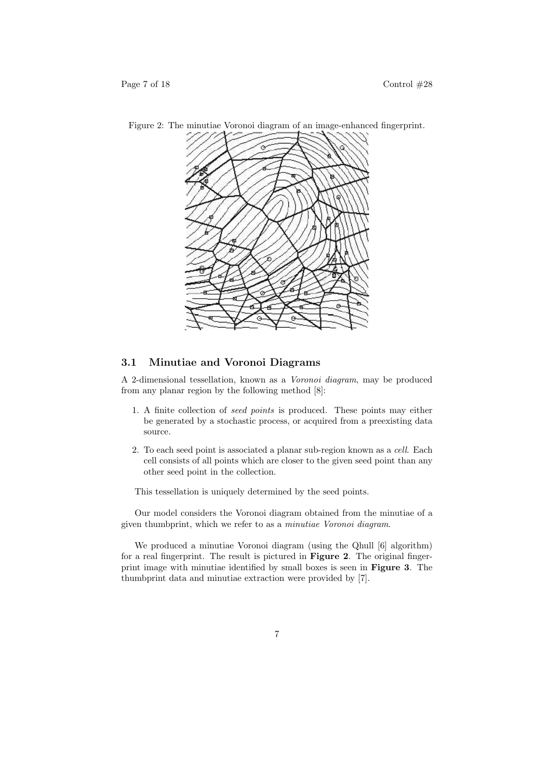Figure 2: The minutiae Voronoi diagram of an image-enhanced fingerprint.

### 3.1 Minutiae and Voronoi Diagrams

A 2-dimensional tessellation, known as a *Voronoi diagram*, may be produced from any planar region by the following method [8]:

1. A finite collection of *seed points* is produced. These points may either be generated by a stochastic process, or acquired from a preexisting data source.
2. To each seed point is associated a planar sub-region known as a *cell*. Each cell consists of all points which are closer to the given seed point than any other seed point in the collection.

This tessellation is uniquely determined by the seed points.

Our model considers the Voronoi diagram obtained from the minutiae of a given thumbprint, which we refer to as a *minutiae Voronoi diagram*.

We produced a minutiae Voronoi diagram (using the Qhull [6] algorithm) for a real fingerprint. The result is pictured in **Figure 2**. The original fingerprint image with minutiae identified by small boxes is seen in **Figure 3**. The thumbprint data and minutiae extraction were provided by [7].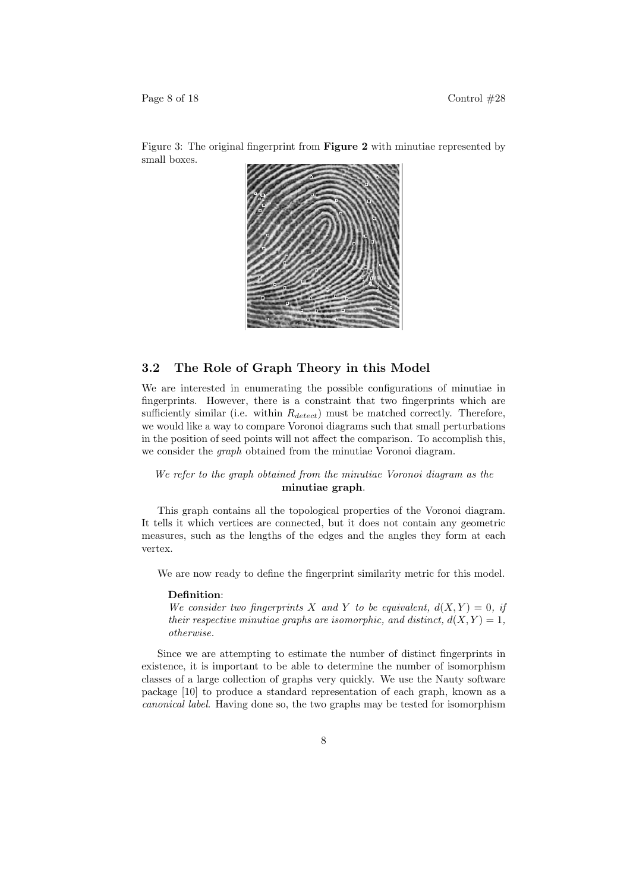Figure 3: The original fingerprint from **Figure 2** with minutiae represented by small boxes.

## 3.2 The Role of Graph Theory in this Model

We are interested in enumerating the possible configurations of minutiae in fingerprints. However, there is a constraint that two fingerprints which are sufficiently similar (i.e. within $R_{detect}$) must be matched correctly. Therefore, we would like a way to compare Voronoi diagrams such that small perturbations in the position of seed points will not affect the comparison. To accomplish this, we consider the *graph* obtained from the minutiae Voronoi diagram.

*We refer to the graph obtained from the minutiae Voronoi diagram as the* **minutiae graph**.

This graph contains all the topological properties of the Voronoi diagram. It tells it which vertices are connected, but it does not contain any geometric measures, such as the lengths of the edges and the angles they form at each vertex.

We are now ready to define the fingerprint similarity metric for this model.

**Definition**:
*We consider two fingerprints $X$ and $Y$ to be equivalent, $d(X, Y) = 0$, if their respective minutiae graphs are isomorphic, and distinct, $d(X, Y) = 1$, otherwise.*

Since we are attempting to estimate the number of distinct fingerprints in existence, it is important to be able to determine the number of isomorphism classes of a large collection of graphs very quickly. We use the Nauty software package [10] to produce a standard representation of each graph, known as a *canonical label*. Having done so, the two graphs may be tested for isomorphism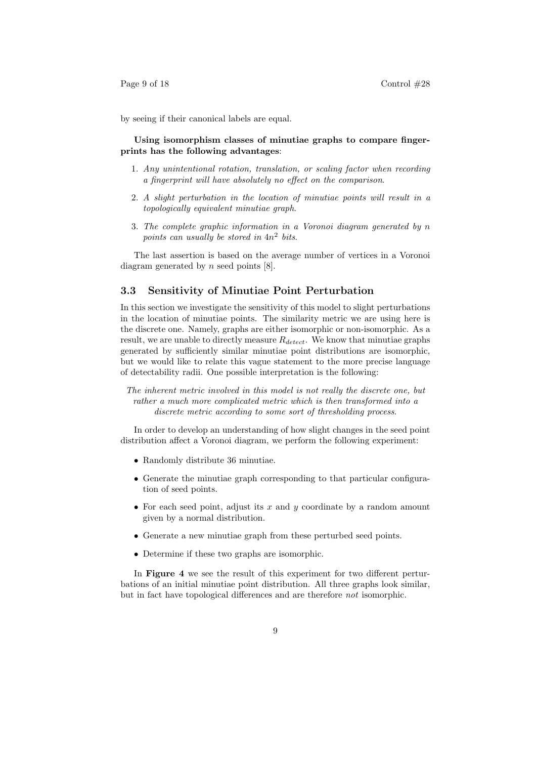by seeing if their canonical labels are equal.

**Using isomorphism classes of minutiae graphs to compare fingerprints has the following advantages**:

1. *Any unintentional rotation, translation, or scaling factor when recording a fingerprint will have absolutely no effect on the comparison.*
2. *A slight perturbation in the location of minutiae points will result in a topologically equivalent minutiae graph.*
3. *The complete graphic information in a Voronoi diagram generated by $n$ points can usually be stored in $4n^2$ bits.*

The last assertion is based on the average number of vertices in a Voronoi diagram generated by $n$ seed points [8].

### 3.3 Sensitivity of Minutiae Point Perturbation

In this section we investigate the sensitivity of this model to slight perturbations in the location of minutiae points. The similarity metric we are using here is the discrete one. Namely, graphs are either isomorphic or non-isomorphic. As a result, we are unable to directly measure $R_{detect}$. We know that minutiae graphs generated by sufficiently similar minutiae point distributions are isomorphic, but we would like to relate this vague statement to the more precise language of detectability radii. One possible interpretation is the following:

*The inherent metric involved in this model is not really the discrete one, but rather a much more complicated metric which is then transformed into a discrete metric according to some sort of thresholding process.*

In order to develop an understanding of how slight changes in the seed point distribution affect a Voronoi diagram, we perform the following experiment:

- Randomly distribute 36 minutiae.
- Generate the minutiae graph corresponding to that particular configuration of seed points.
- For each seed point, adjust its $x$ and $y$ coordinate by a random amount given by a normal distribution.
- Generate a new minutiae graph from these perturbed seed points.
- Determine if these two graphs are isomorphic.

In **Figure 4** we see the result of this experiment for two different perturbations of an initial minutiae point distribution. All three graphs look similar, but in fact have topological differences and are therefore *not* isomorphic.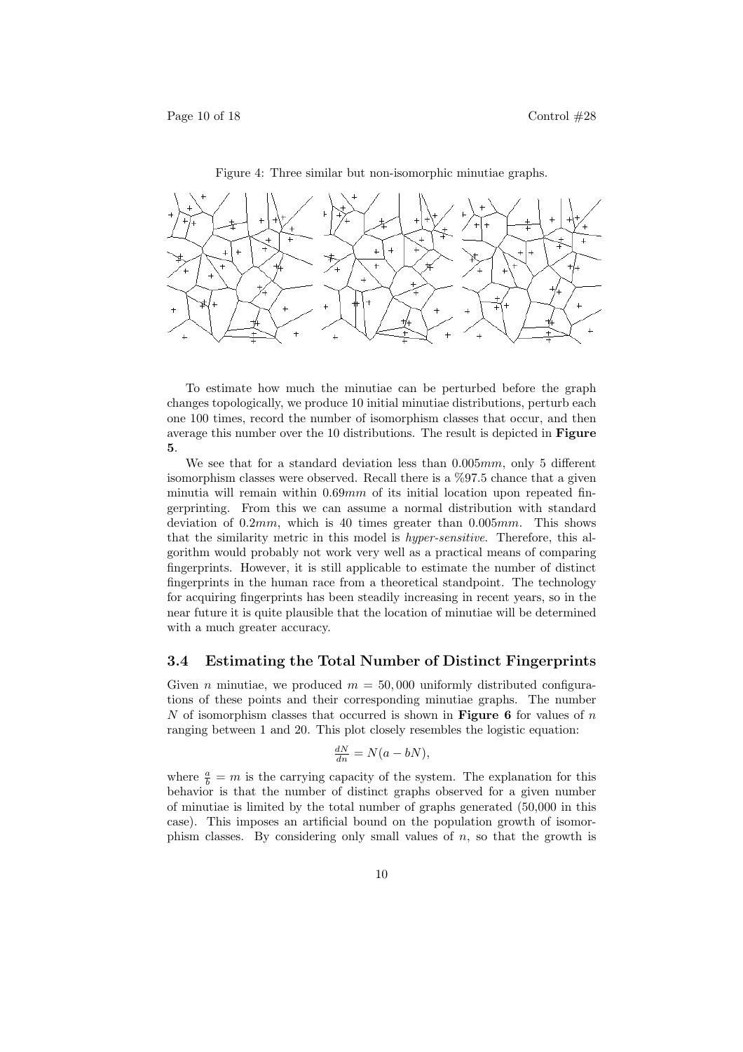Figure 4: Three similar but non-isomorphic minutiae graphs.

To estimate how much the minutiae can be perturbed before the graph changes topologically, we produce 10 initial minutiae distributions, perturb each one 100 times, record the number of isomorphism classes that occur, and then average this number over the 10 distributions. The result is depicted in **Figure 5**.

We see that for a standard deviation less than $0.005mm$, only 5 different isomorphism classes were observed. Recall there is a %97.5 chance that a given minutia will remain within $0.69mm$ of its initial location upon repeated fingerprinting. From this we can assume a normal distribution with standard deviation of $0.2mm$, which is 40 times greater than $0.005mm$. This shows that the similarity metric in this model is *hyper-sensitive*. Therefore, this algorithm would probably not work very well as a practical means of comparing fingerprints. However, it is still applicable to estimate the number of distinct fingerprints in the human race from a theoretical standpoint. The technology for acquiring fingerprints has been steadily increasing in recent years, so in the near future it is quite plausible that the location of minutiae will be determined with a much greater accuracy.

### 3.4 Estimating the Total Number of Distinct Fingerprints

Given $n$ minutiae, we produced $m = 50,000$ uniformly distributed configurations of these points and their corresponding minutiae graphs. The number $N$ of isomorphism classes that occurred is shown in **Figure 6** for values of $n$ ranging between 1 and 20. This plot closely resembles the logistic equation:

$$\frac{dN}{dn} = N(a - bN),$$

where $\frac{a}{b} = m$ is the carrying capacity of the system. The explanation for this behavior is that the number of distinct graphs observed for a given number of minutiae is limited by the total number of graphs generated (50,000 in this case). This imposes an artificial bound on the population growth of isomorphism classes. By considering only small values of $n$, so that the growth is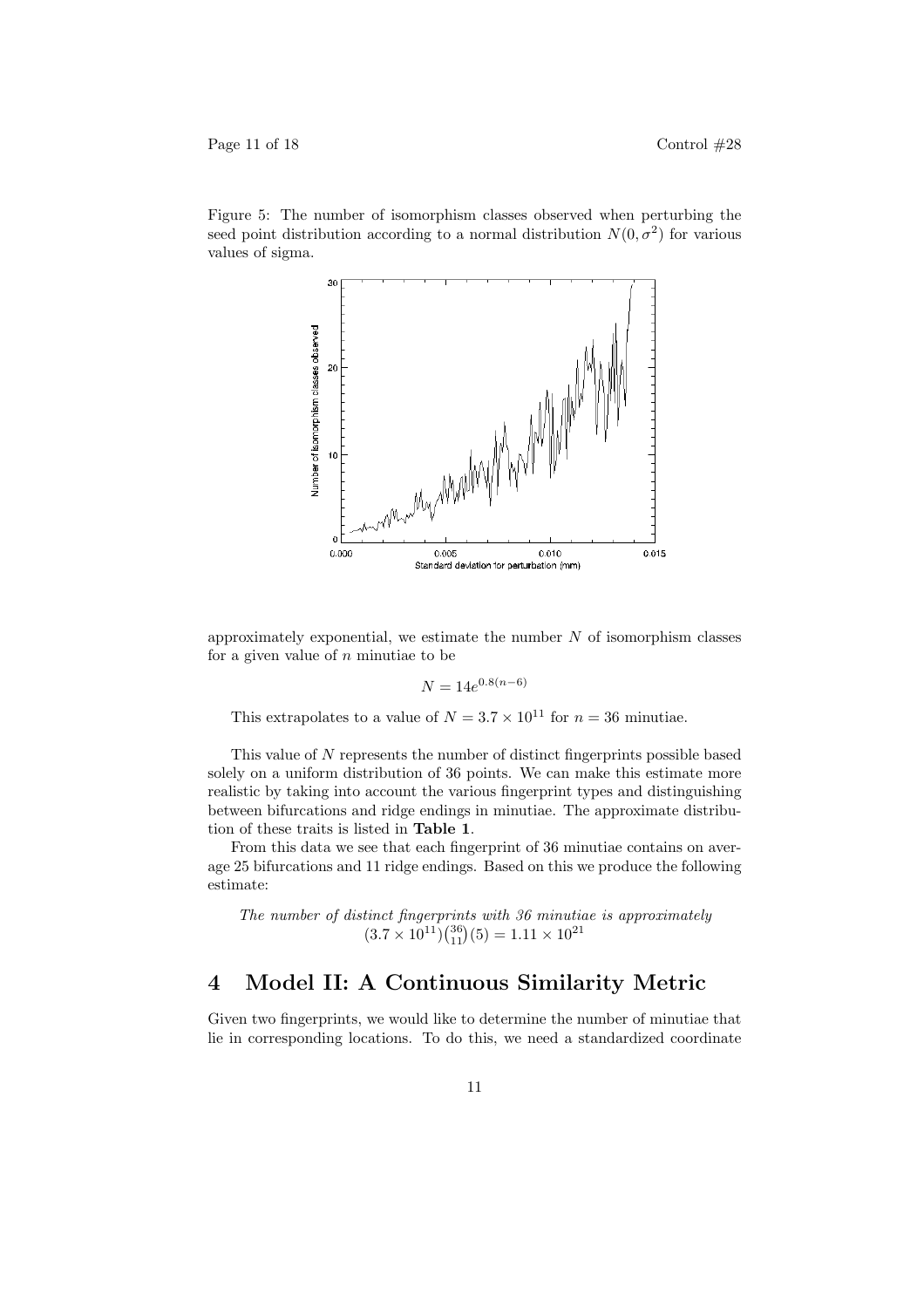Figure 5: The number of isomorphism classes observed when perturbing the seed point distribution according to a normal distribution $N(0, \sigma^2)$ for various values of sigma.

approximately exponential, we estimate the number $N$ of isomorphism classes for a given value of $n$ minutiae to be

$$N = 14e^{0.8(n-6)}$$

This extrapolates to a value of $N = 3.7 \times 10^{11}$ for $n = 36$ minutiae.

This value of $N$ represents the number of distinct fingerprints possible based solely on a uniform distribution of 36 points. We can make this estimate more realistic by taking into account the various fingerprint types and distinguishing between bifurcations and ridge endings in minutiae. The approximate distribution of these traits is listed in **Table 1**.

From this data we see that each fingerprint of 36 minutiae contains on average 25 bifurcations and 11 ridge endings. Based on this we produce the following estimate:

*The number of distinct fingerprints with 36 minutiae is approximately* $(3.7 \times 10^{11})\binom{36}{11}(5) = 1.11 \times 10^{21}$

## 4 Model II: A Continuous Similarity Metric

Given two fingerprints, we would like to determine the number of minutiae that lie in corresponding locations. To do this, we need a standardized coordinate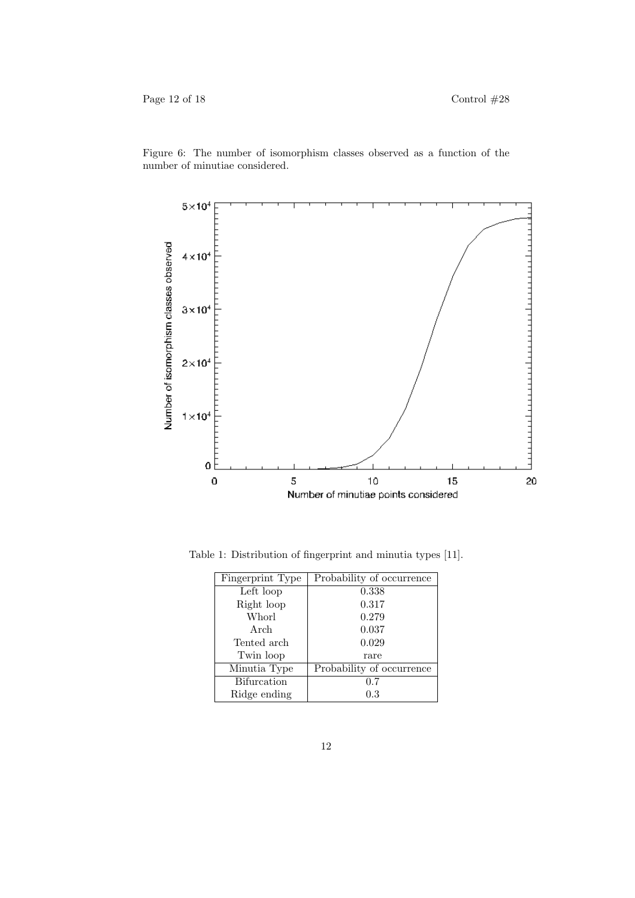Figure 6: The number of isomorphism classes observed as a function of the number of minutiae considered.

Table 1: Distribution of fingerprint and minutia types [11].

| Fingerprint Type | Probability of occurrence |
|---|---|
| Left loop | 0.338 |
| Right loop | 0.317 |
| Whorl | 0.279 |
| Arch | 0.037 |
| Tented arch | 0.029 |
| Twin loop | rare |
| **Minutia Type** | **Probability of occurrence** |
| Bifurcation | 0.7 |
| Ridge ending | 0.3 |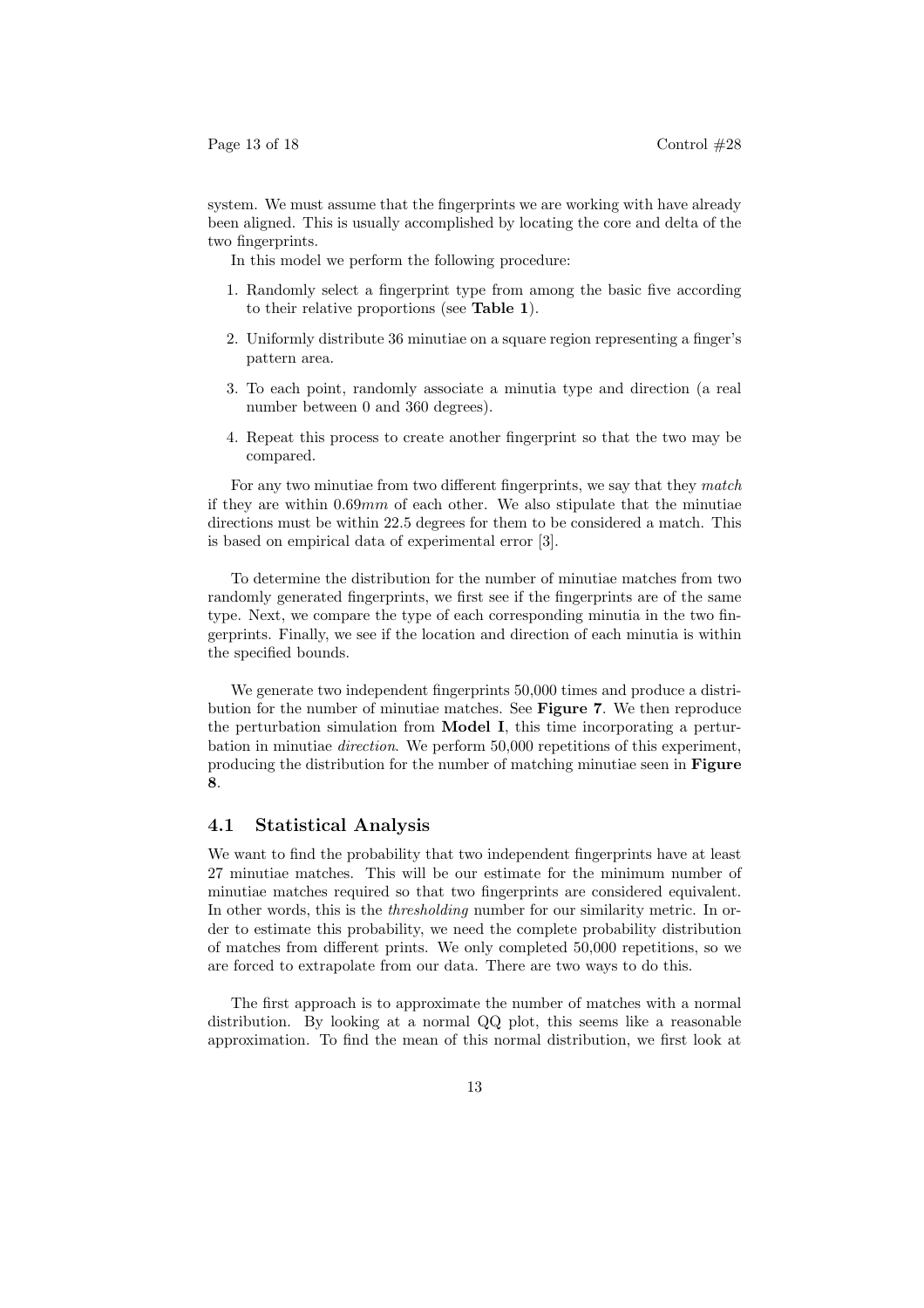system. We must assume that the fingerprints we are working with have already been aligned. This is usually accomplished by locating the core and delta of the two fingerprints.

In this model we perform the following procedure:

1. Randomly select a fingerprint type from among the basic five according to their relative proportions (see **Table 1**).
2. Uniformly distribute 36 minutiae on a square region representing a finger's pattern area.
3. To each point, randomly associate a minutia type and direction (a real number between 0 and 360 degrees).
4. Repeat this process to create another fingerprint so that the two may be compared.

For any two minutiae from two different fingerprints, we say that they *match* if they are within $0.69mm$ of each other. We also stipulate that the minutiae directions must be within 22.5 degrees for them to be considered a match. This is based on empirical data of experimental error [3].

To determine the distribution for the number of minutiae matches from two randomly generated fingerprints, we first see if the fingerprints are of the same type. Next, we compare the type of each corresponding minutia in the two fingerprints. Finally, we see if the location and direction of each minutia is within the specified bounds.

We generate two independent fingerprints 50,000 times and produce a distribution for the number of minutiae matches. See **Figure 7**. We then reproduce the perturbation simulation from **Model I**, this time incorporating a perturbation in minutiae *direction*. We perform 50,000 repetitions of this experiment, producing the distribution for the number of matching minutiae seen in **Figure 8**.

## 4.1 Statistical Analysis

We want to find the probability that two independent fingerprints have at least 27 minutiae matches. This will be our estimate for the minimum number of minutiae matches required so that two fingerprints are considered equivalent. In other words, this is the *thresholding* number for our similarity metric. In order to estimate this probability, we need the complete probability distribution of matches from different prints. We only completed 50,000 repetitions, so we are forced to extrapolate from our data. There are two ways to do this.

The first approach is to approximate the number of matches with a normal distribution. By looking at a normal QQ plot, this seems like a reasonable approximation. To find the mean of this normal distribution, we first look at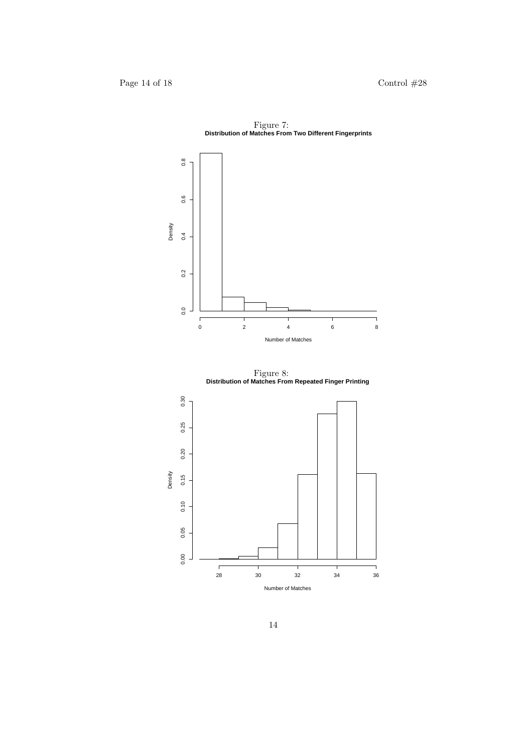Figure 7:
**Distribution of Matches From Two Different Fingerprints**

Figure 8:
**Distribution of Matches From Repeated Finger Printing**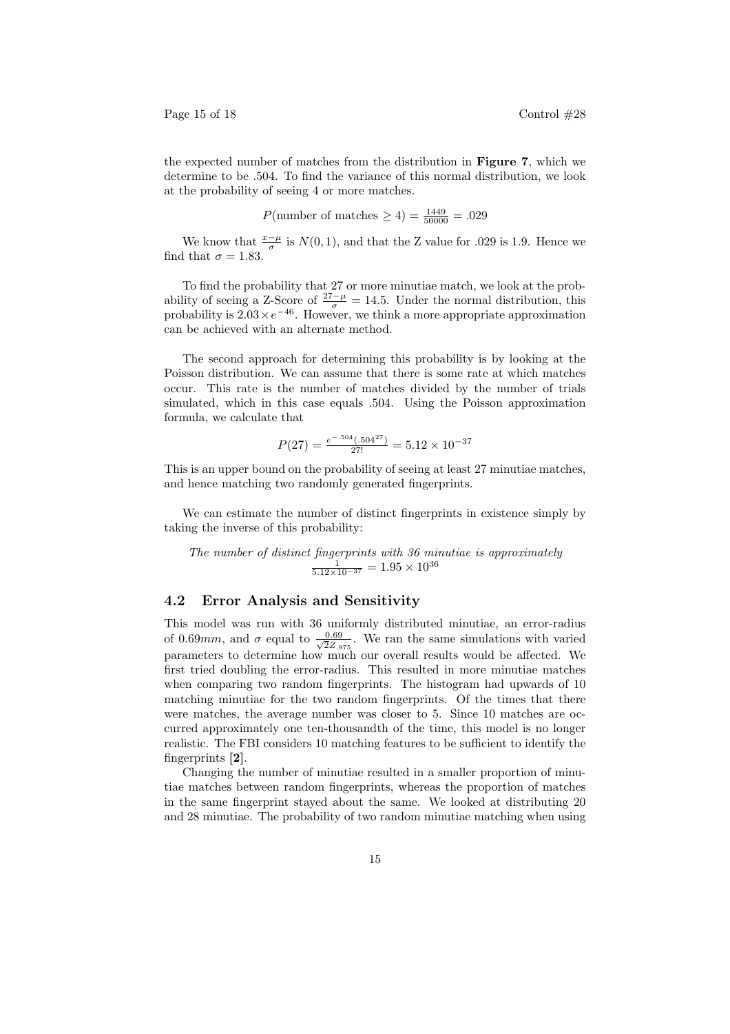the expected number of matches from the distribution in **Figure 7**, which we determine to be .504. To find the variance of this normal distribution, we look at the probability of seeing 4 or more matches.

$$P(\text{number of matches} \geq 4) = \frac{1449}{50000} = .029$$

We know that $\frac{x-\mu}{\sigma}$ is $N(0,1)$, and that the Z value for .029 is 1.9. Hence we find that $\sigma = 1.83$.

To find the probability that 27 or more minutiae match, we look at the probability of seeing a Z-Score of $\frac{27-\mu}{\sigma} = 14.5$. Under the normal distribution, this probability is $2.03 \times e^{-46}$. However, we think a more appropriate approximation can be achieved with an alternate method.

The second approach for determining this probability is by looking at the Poisson distribution. We can assume that there is some rate at which matches occur. This rate is the number of matches divided by the number of trials simulated, which in this case equals .504. Using the Poisson approximation formula, we calculate that

$$P(27) = \frac{e^{-.504}(.504^{27})}{27!} = 5.12 \times 10^{-37}$$

This is an upper bound on the probability of seeing at least 27 minutiae matches, and hence matching two randomly generated fingerprints.

We can estimate the number of distinct fingerprints in existence simply by taking the inverse of this probability:

*The number of distinct fingerprints with 36 minutiae is approximately* $\frac{1}{5.12 \times 10^{-37}} = 1.95 \times 10^{36}$

## 4.2 Error Analysis and Sensitivity

This model was run with 36 uniformly distributed minutiae, an error-radius of $0.69mm$, and $\sigma$ equal to $\frac{0.69}{\sqrt{2}Z_{.975}}$. We ran the same simulations with varied parameters to determine how much our overall results would be affected. We first tried doubling the error-radius. This resulted in more minutiae matches when comparing two random fingerprints. The histogram had upwards of 10 matching minutiae for the two random fingerprints. Of the times that there were matches, the average number was closer to 5. Since 10 matches are occurred approximately one ten-thousandth of the time, this model is no longer realistic. The FBI considers 10 matching features to be sufficient to identify the fingerprints **[2]**.

Changing the number of minutiae resulted in a smaller proportion of minutiae matches between random fingerprints, whereas the proportion of matches in the same fingerprint stayed about the same. We looked at distributing 20 and 28 minutiae. The probability of two random minutiae matching when using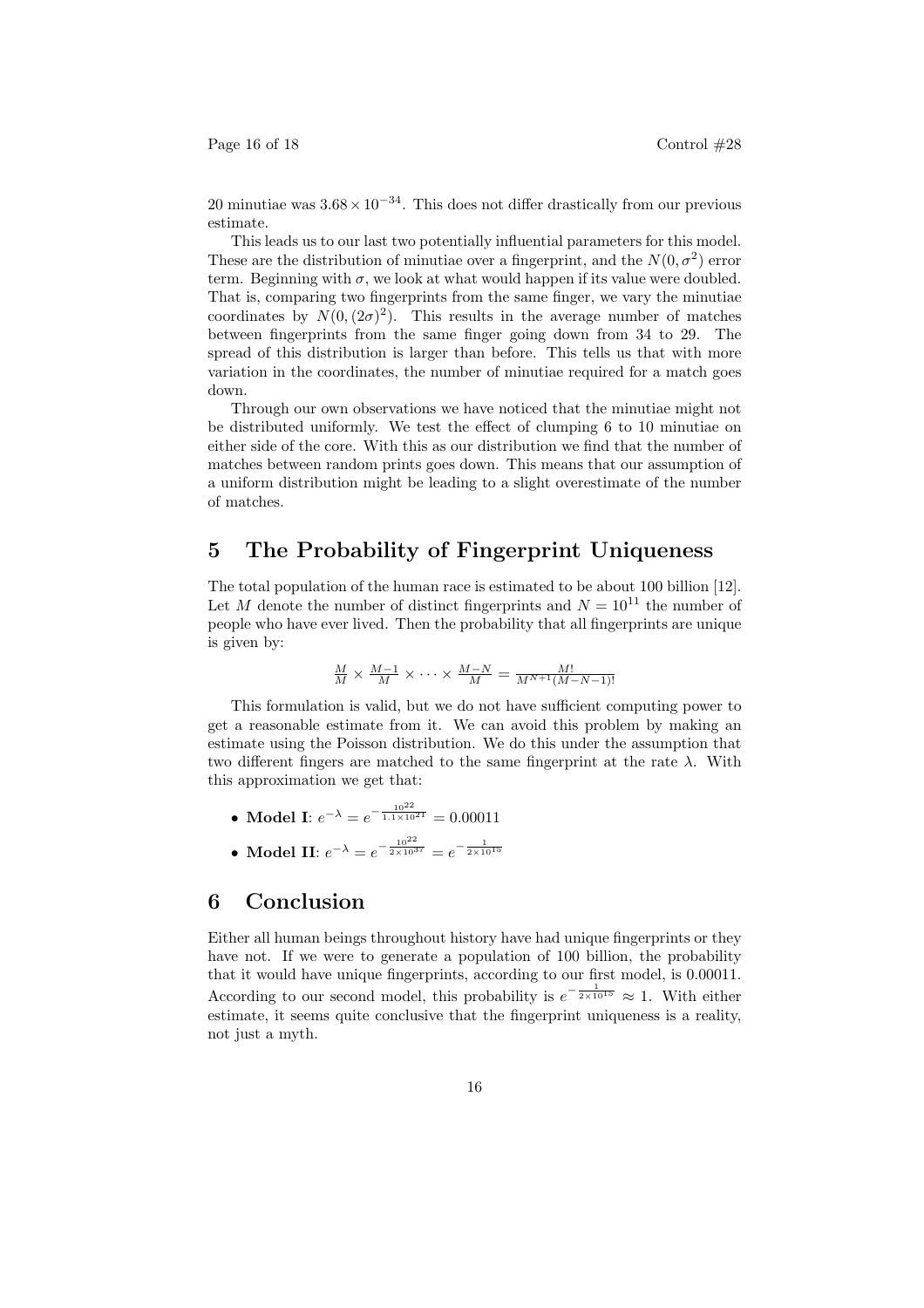20 minutiae was $3.68 \times 10^{-34}$. This does not differ drastically from our previous estimate.

This leads us to our last two potentially influential parameters for this model. These are the distribution of minutiae over a fingerprint, and the $N(0, \sigma^2)$ error term. Beginning with $\sigma$, we look at what would happen if its value were doubled. That is, comparing two fingerprints from the same finger, we vary the minutiae coordinates by $N(0, (2\sigma)^2)$. This results in the average number of matches between fingerprints from the same finger going down from 34 to 29. The spread of this distribution is larger than before. This tells us that with more variation in the coordinates, the number of minutiae required for a match goes down.

Through our own observations we have noticed that the minutiae might not be distributed uniformly. We test the effect of clumping 6 to 10 minutiae on either side of the core. With this as our distribution we find that the number of matches between random prints goes down. This means that our assumption of a uniform distribution might be leading to a slight overestimate of the number of matches.

## 5 The Probability of Fingerprint Uniqueness

The total population of the human race is estimated to be about 100 billion [12]. Let $M$ denote the number of distinct fingerprints and $N = 10^{11}$ the number of people who have ever lived. Then the probability that all fingerprints are unique is given by:

$$\frac{M}{M} \times \frac{M-1}{M} \times \cdots \times \frac{M-N}{M} = \frac{M!}{M^{N+1}(M-N-1)!}$$

This formulation is valid, but we do not have sufficient computing power to get a reasonable estimate from it. We can avoid this problem by making an estimate using the Poisson distribution. We do this under the assumption that two different fingers are matched to the same fingerprint at the rate $\lambda$. With this approximation we get that:

- **Model I**: $e^{-\lambda} = e^{-\frac{10^{22}}{1.1\times 10^{21}}} = 0.00011$
- **Model II**: $e^{-\lambda} = e^{-\frac{10^{22}}{2\times 10^{37}}} = e^{-\frac{1}{2\times 10^{15}}}$

## 6 Conclusion

Either all human beings throughout history have had unique fingerprints or they have not. If we were to generate a population of 100 billion, the probability that it would have unique fingerprints, according to our first model, is 0.00011. According to our second model, this probability is $e^{-\frac{1}{2\times 10^{15}}} \approx 1$. With either estimate, it seems quite conclusive that the fingerprint uniqueness is a reality, not just a myth.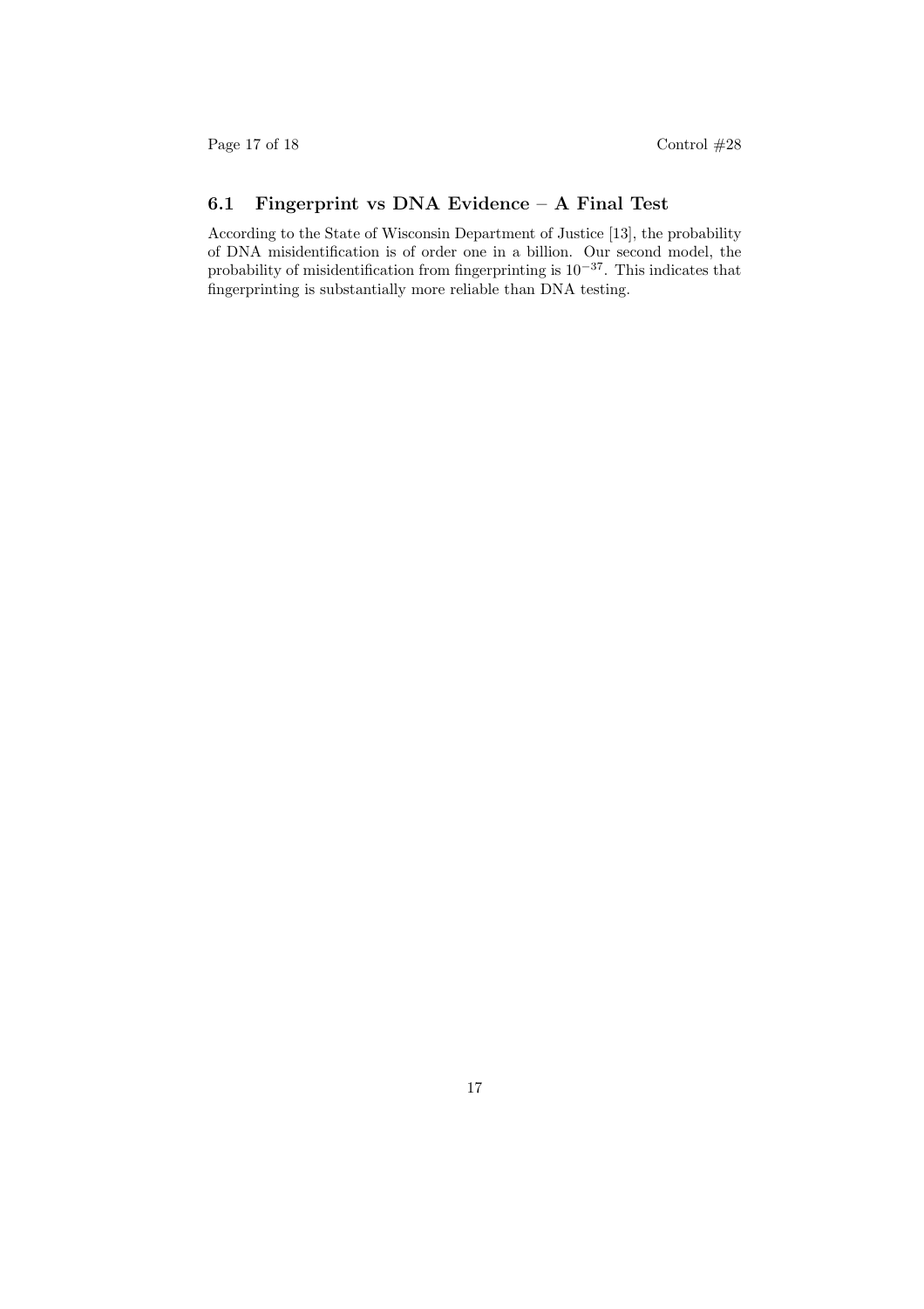### 6.1 Fingerprint vs DNA Evidence – A Final Test

According to the State of Wisconsin Department of Justice [13], the probability of DNA misidentification is of order one in a billion. Our second model, the probability of misidentification from fingerprinting is $10^{-37}$. This indicates that fingerprinting is substantially more reliable than DNA testing.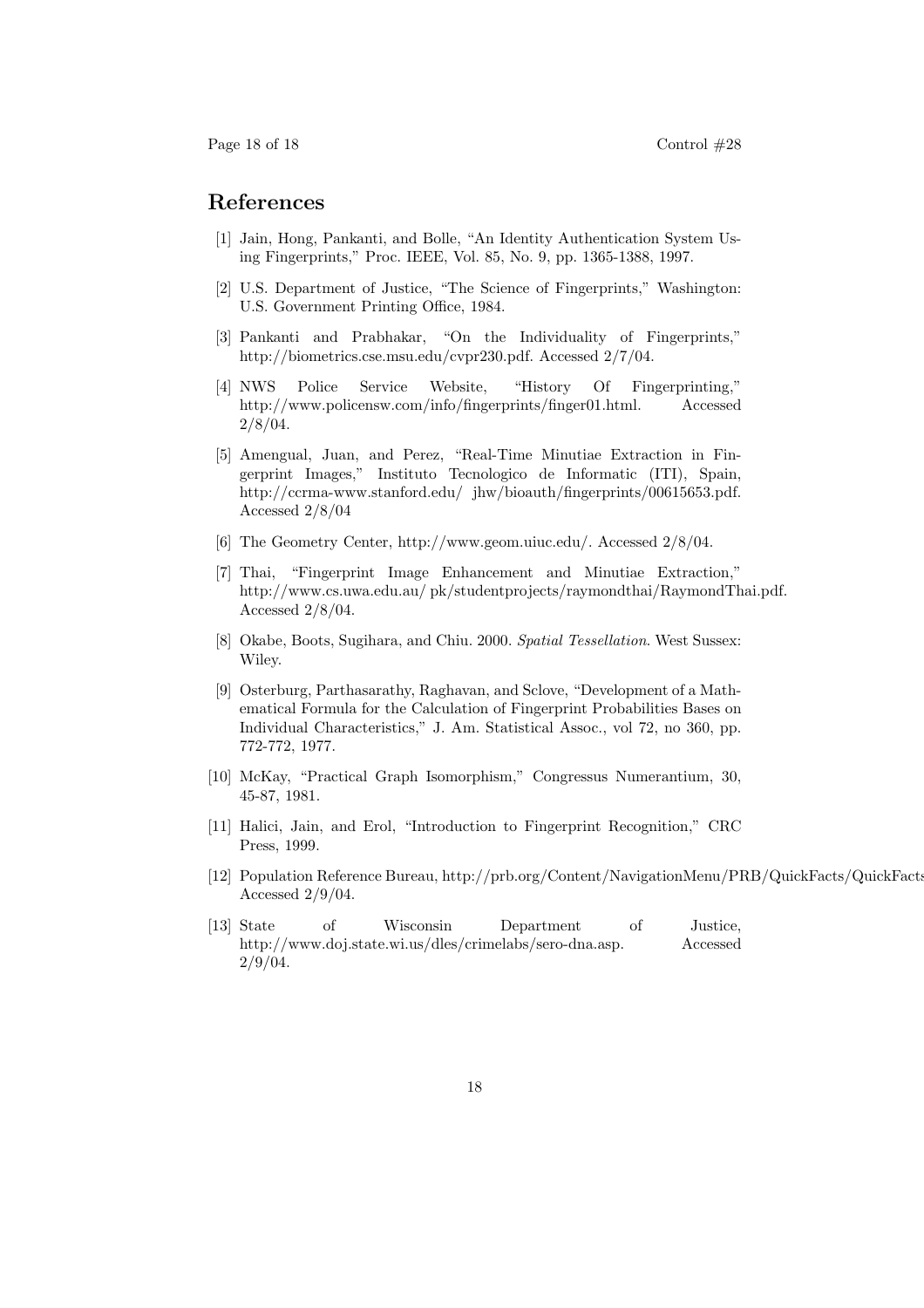# References

[1] Jain, Hong, Pankanti, and Bolle, "An Identity Authentication System Using Fingerprints," Proc. IEEE, Vol. 85, No. 9, pp. 1365-1388, 1997.

[2] U.S. Department of Justice, "The Science of Fingerprints," Washington: U.S. Government Printing Office, 1984.

[3] Pankanti and Prabhakar, "On the Individuality of Fingerprints," http://biometrics.cse.msu.edu/cvpr230.pdf. Accessed 2/7/04.

[4] NWS Police Service Website, "History Of Fingerprinting," http://www.policensw.com/info/fingerprints/finger01.html. Accessed 2/8/04.

[5] Amengual, Juan, and Perez, "Real-Time Minutiae Extraction in Fingerprint Images," Instituto Tecnologico de Informatic (ITI), Spain, http://ccrma-www.stanford.edu/ jhw/bioauth/fingerprints/00615653.pdf. Accessed 2/8/04

[6] The Geometry Center, http://www.geom.uiuc.edu/. Accessed 2/8/04.

[7] Thai, "Fingerprint Image Enhancement and Minutiae Extraction," http://www.cs.uwa.edu.au/ pk/studentprojects/raymondthai/RaymondThai.pdf. Accessed 2/8/04.

[8] Okabe, Boots, Sugihara, and Chiu. 2000. *Spatial Tessellation*. West Sussex: Wiley.

[9] Osterburg, Parthasarathy, Raghavan, and Sclove, "Development of a Mathematical Formula for the Calculation of Fingerprint Probabilities Bases on Individual Characteristics," J. Am. Statistical Assoc., vol 72, no 360, pp. 772-772, 1977.

[10] McKay, "Practical Graph Isomorphism," Congressus Numerantium, 30, 45-87, 1981.

[11] Halici, Jain, and Erol, "Introduction to Fingerprint Recognition," CRC Press, 1999.

[12] Population Reference Bureau, http://prb.org/Content/NavigationMenu/PRB/QuickFacts/QuickFacts Accessed 2/9/04.

[13] State of Wisconsin Department of Justice, http://www.doj.state.wi.us/dles/crimelabs/sero-dna.asp. Accessed 2/9/04.